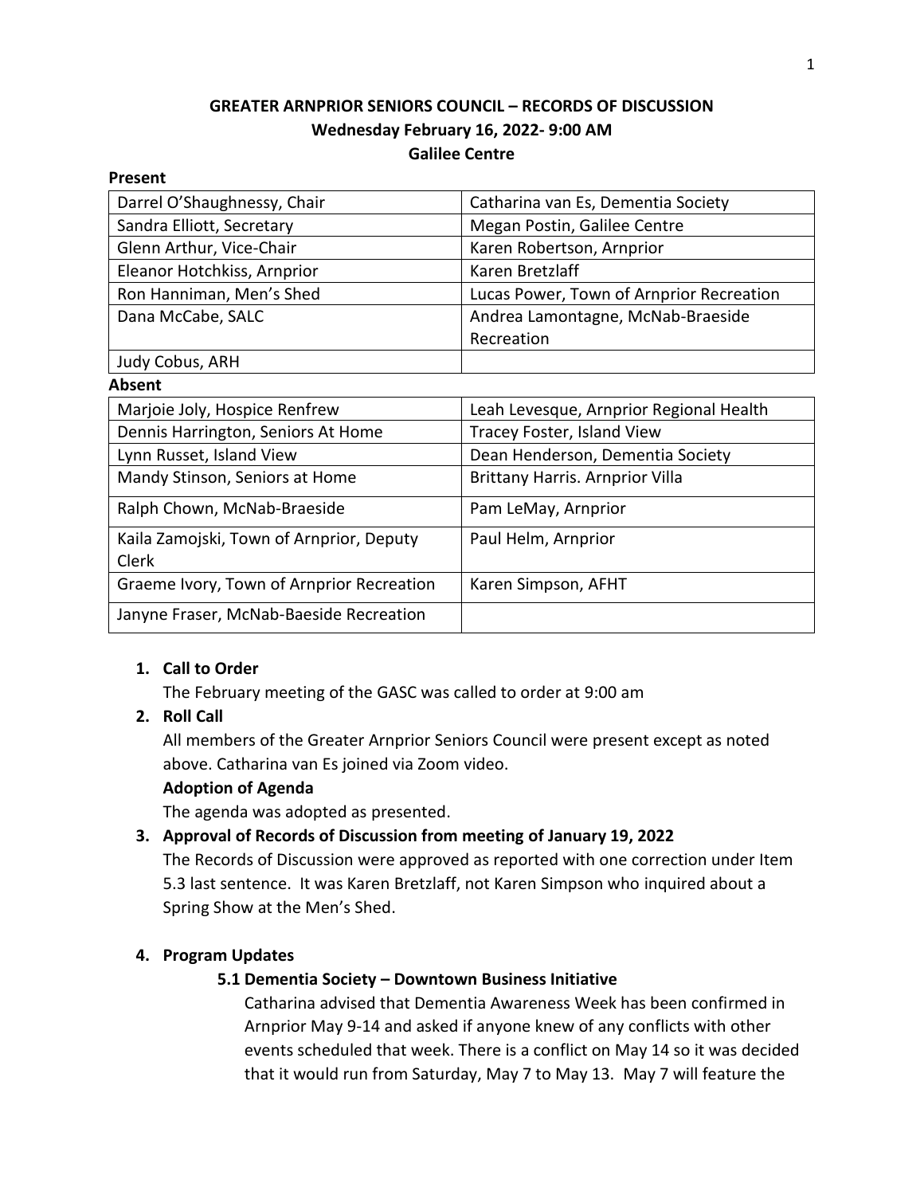# GREATER ARNPRIOR SENIORS COUNCIL – RECORDS OF DISCUSSION

## Wednesday February 16, 2022- 9:00 AM

## Galilee Centre

**Present**

| | |
|---|---|
| Darrel O'Shaughnessy, Chair | Catharina van Es, Dementia Society |
| Sandra Elliott, Secretary | Megan Postin, Galilee Centre |
| Glenn Arthur, Vice-Chair | Karen Robertson, Arnprior |
| Eleanor Hotchkiss, Arnprior | Karen Bretzlaff |
| Ron Hanniman, Men's Shed | Lucas Power, Town of Arnprior Recreation |
| Dana McCabe, SALC | Andrea Lamontagne, McNab-Braeside Recreation |
| Judy Cobus, ARH | |

**Absent**

| | |
|---|---|
| Marjoie Joly, Hospice Renfrew | Leah Levesque, Arnprior Regional Health |
| Dennis Harrington, Seniors At Home | Tracey Foster, Island View |
| Lynn Russet, Island View | Dean Henderson, Dementia Society |
| Mandy Stinson, Seniors at Home | Brittany Harris. Arnprior Villa |
| Ralph Chown, McNab-Braeside | Pam LeMay, Arnprior |
| Kaila Zamojski, Town of Arnprior, Deputy Clerk | Paul Helm, Arnprior |
| Graeme Ivory, Town of Arnprior Recreation | Karen Simpson, AFHT |
| Janyne Fraser, McNab-Baeside Recreation | |

1. **Call to Order**

   The February meeting of the GASC was called to order at 9:00 am

2. **Roll Call**

   All members of the Greater Arnprior Seniors Council were present except as noted above. Catharina van Es joined via Zoom video.

   **Adoption of Agenda**

   The agenda was adopted as presented.

3. **Approval of Records of Discussion from meeting of January 19, 2022**

   The Records of Discussion were approved as reported with one correction under Item 5.3 last sentence. It was Karen Bretzlaff, not Karen Simpson who inquired about a Spring Show at the Men's Shed.

4. **Program Updates**

   **5.1 Dementia Society – Downtown Business Initiative**

   Catharina advised that Dementia Awareness Week has been confirmed in Arnprior May 9-14 and asked if anyone knew of any conflicts with other events scheduled that week. There is a conflict on May 14 so it was decided that it would run from Saturday, May 7 to May 13. May 7 will feature the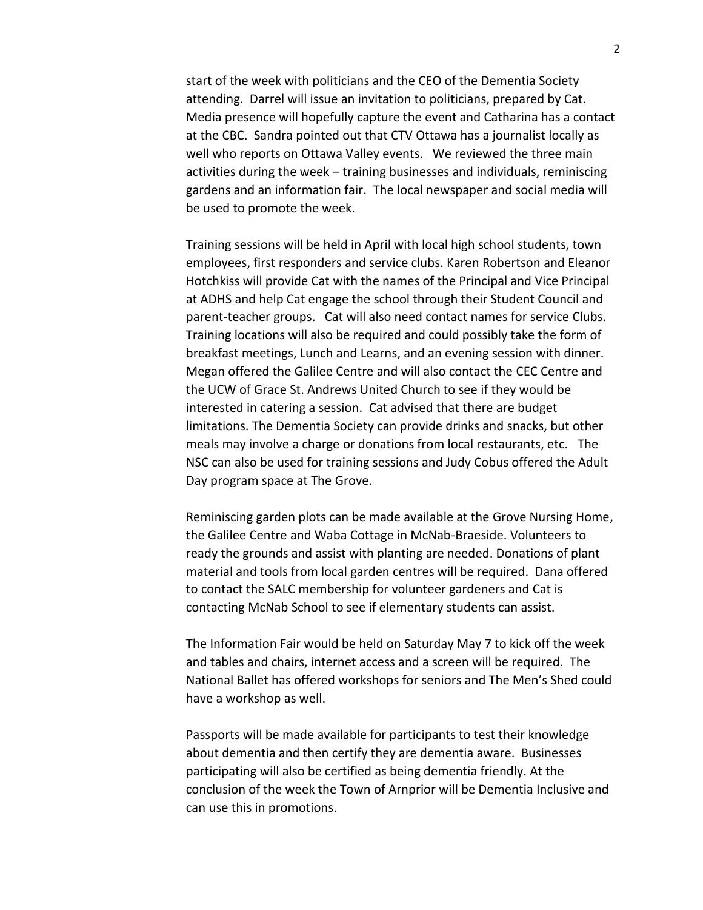start of the week with politicians and the CEO of the Dementia Society attending. Darrel will issue an invitation to politicians, prepared by Cat. Media presence will hopefully capture the event and Catharina has a contact at the CBC. Sandra pointed out that CTV Ottawa has a journalist locally as well who reports on Ottawa Valley events. We reviewed the three main activities during the week – training businesses and individuals, reminiscing gardens and an information fair. The local newspaper and social media will be used to promote the week.

Training sessions will be held in April with local high school students, town employees, first responders and service clubs. Karen Robertson and Eleanor Hotchkiss will provide Cat with the names of the Principal and Vice Principal at ADHS and help Cat engage the school through their Student Council and parent-teacher groups. Cat will also need contact names for service Clubs. Training locations will also be required and could possibly take the form of breakfast meetings, Lunch and Learns, and an evening session with dinner. Megan offered the Galilee Centre and will also contact the CEC Centre and the UCW of Grace St. Andrews United Church to see if they would be interested in catering a session. Cat advised that there are budget limitations. The Dementia Society can provide drinks and snacks, but other meals may involve a charge or donations from local restaurants, etc. The NSC can also be used for training sessions and Judy Cobus offered the Adult Day program space at The Grove.

Reminiscing garden plots can be made available at the Grove Nursing Home, the Galilee Centre and Waba Cottage in McNab-Braeside. Volunteers to ready the grounds and assist with planting are needed. Donations of plant material and tools from local garden centres will be required. Dana offered to contact the SALC membership for volunteer gardeners and Cat is contacting McNab School to see if elementary students can assist.

The Information Fair would be held on Saturday May 7 to kick off the week and tables and chairs, internet access and a screen will be required. The National Ballet has offered workshops for seniors and The Men's Shed could have a workshop as well.

Passports will be made available for participants to test their knowledge about dementia and then certify they are dementia aware. Businesses participating will also be certified as being dementia friendly. At the conclusion of the week the Town of Arnprior will be Dementia Inclusive and can use this in promotions.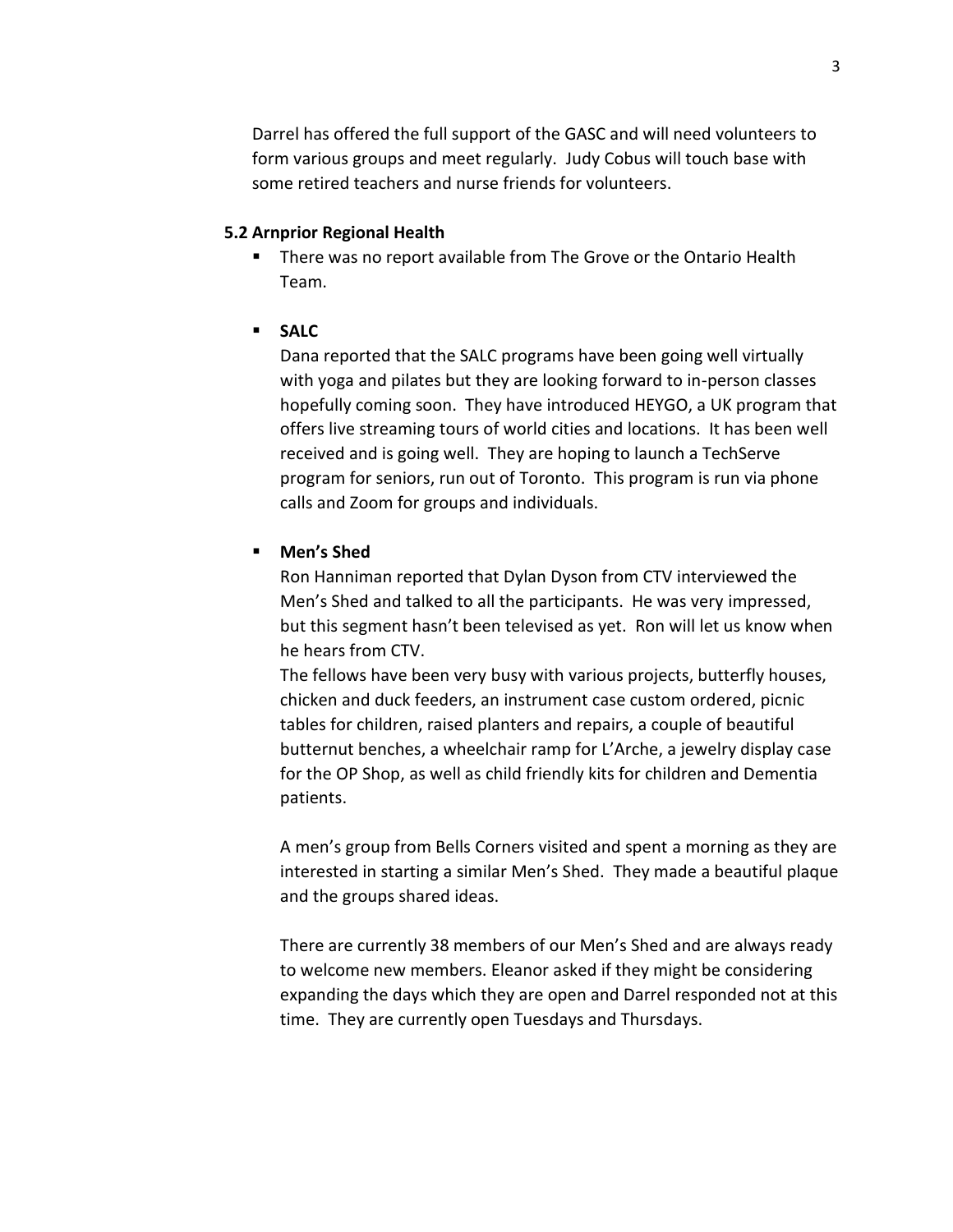Darrel has offered the full support of the GASC and will need volunteers to form various groups and meet regularly. Judy Cobus will touch base with some retired teachers and nurse friends for volunteers.

**5.2 Arnprior Regional Health**

- There was no report available from The Grove or the Ontario Health Team.

- **SALC**

  Dana reported that the SALC programs have been going well virtually with yoga and pilates but they are looking forward to in-person classes hopefully coming soon. They have introduced HEYGO, a UK program that offers live streaming tours of world cities and locations. It has been well received and is going well. They are hoping to launch a TechServe program for seniors, run out of Toronto. This program is run via phone calls and Zoom for groups and individuals.

- **Men's Shed**

  Ron Hanniman reported that Dylan Dyson from CTV interviewed the Men's Shed and talked to all the participants. He was very impressed, but this segment hasn't been televised as yet. Ron will let us know when he hears from CTV.

  The fellows have been very busy with various projects, butterfly houses, chicken and duck feeders, an instrument case custom ordered, picnic tables for children, raised planters and repairs, a couple of beautiful butternut benches, a wheelchair ramp for L'Arche, a jewelry display case for the OP Shop, as well as child friendly kits for children and Dementia patients.

  A men's group from Bells Corners visited and spent a morning as they are interested in starting a similar Men's Shed. They made a beautiful plaque and the groups shared ideas.

  There are currently 38 members of our Men's Shed and are always ready to welcome new members. Eleanor asked if they might be considering expanding the days which they are open and Darrel responded not at this time. They are currently open Tuesdays and Thursdays.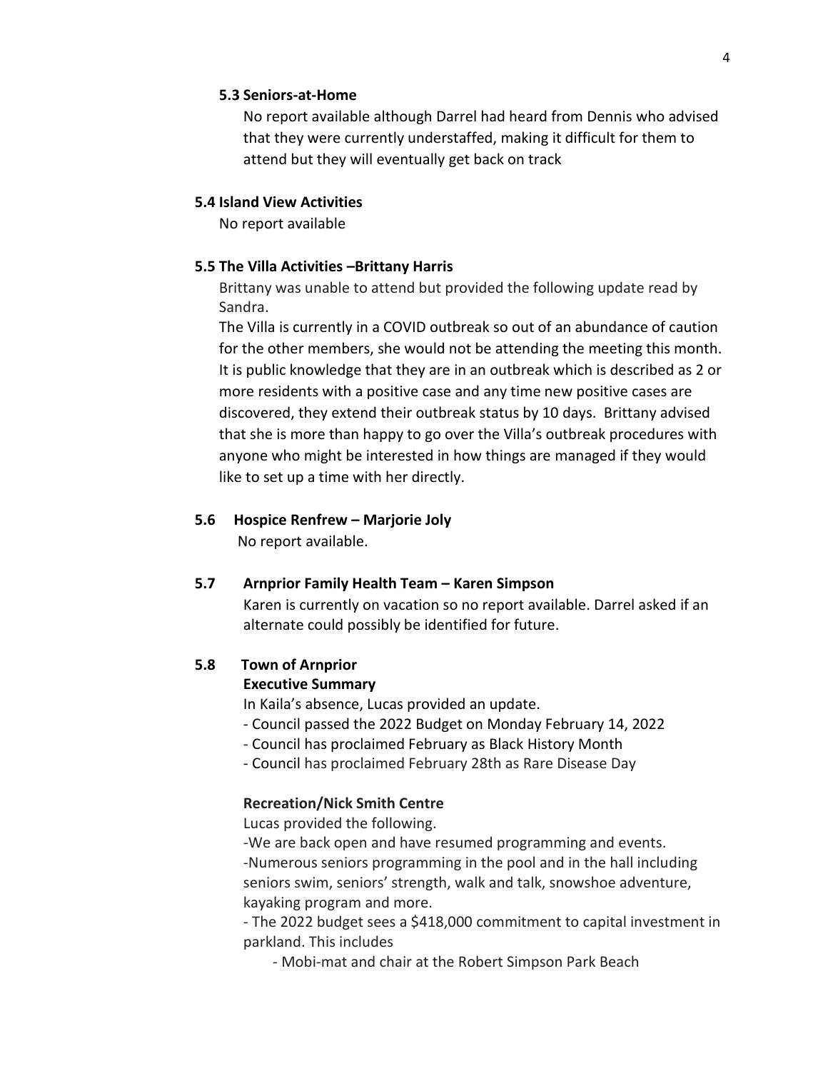### 5.3 Seniors-at-Home

No report available although Darrel had heard from Dennis who advised that they were currently understaffed, making it difficult for them to attend but they will eventually get back on track

### 5.4 Island View Activities

No report available

### 5.5 The Villa Activities –Brittany Harris

Brittany was unable to attend but provided the following update read by Sandra.

The Villa is currently in a COVID outbreak so out of an abundance of caution for the other members, she would not be attending the meeting this month. It is public knowledge that they are in an outbreak which is described as 2 or more residents with a positive case and any time new positive cases are discovered, they extend their outbreak status by 10 days. Brittany advised that she is more than happy to go over the Villa's outbreak procedures with anyone who might be interested in how things are managed if they would like to set up a time with her directly.

### 5.6 Hospice Renfrew – Marjorie Joly

No report available.

### 5.7 Arnprior Family Health Team – Karen Simpson

Karen is currently on vacation so no report available. Darrel asked if an alternate could possibly be identified for future.

### 5.8 Town of Arnprior

**Executive Summary**

In Kaila's absence, Lucas provided an update.

- Council passed the 2022 Budget on Monday February 14, 2022
- Council has proclaimed February as Black History Month
- Council has proclaimed February 28th as Rare Disease Day

**Recreation/Nick Smith Centre**

Lucas provided the following.

-We are back open and have resumed programming and events.

-Numerous seniors programming in the pool and in the hall including seniors swim, seniors' strength, walk and talk, snowshoe adventure, kayaking program and more.

- The 2022 budget sees a $418,000 commitment to capital investment in parkland. This includes
  - Mobi-mat and chair at the Robert Simpson Park Beach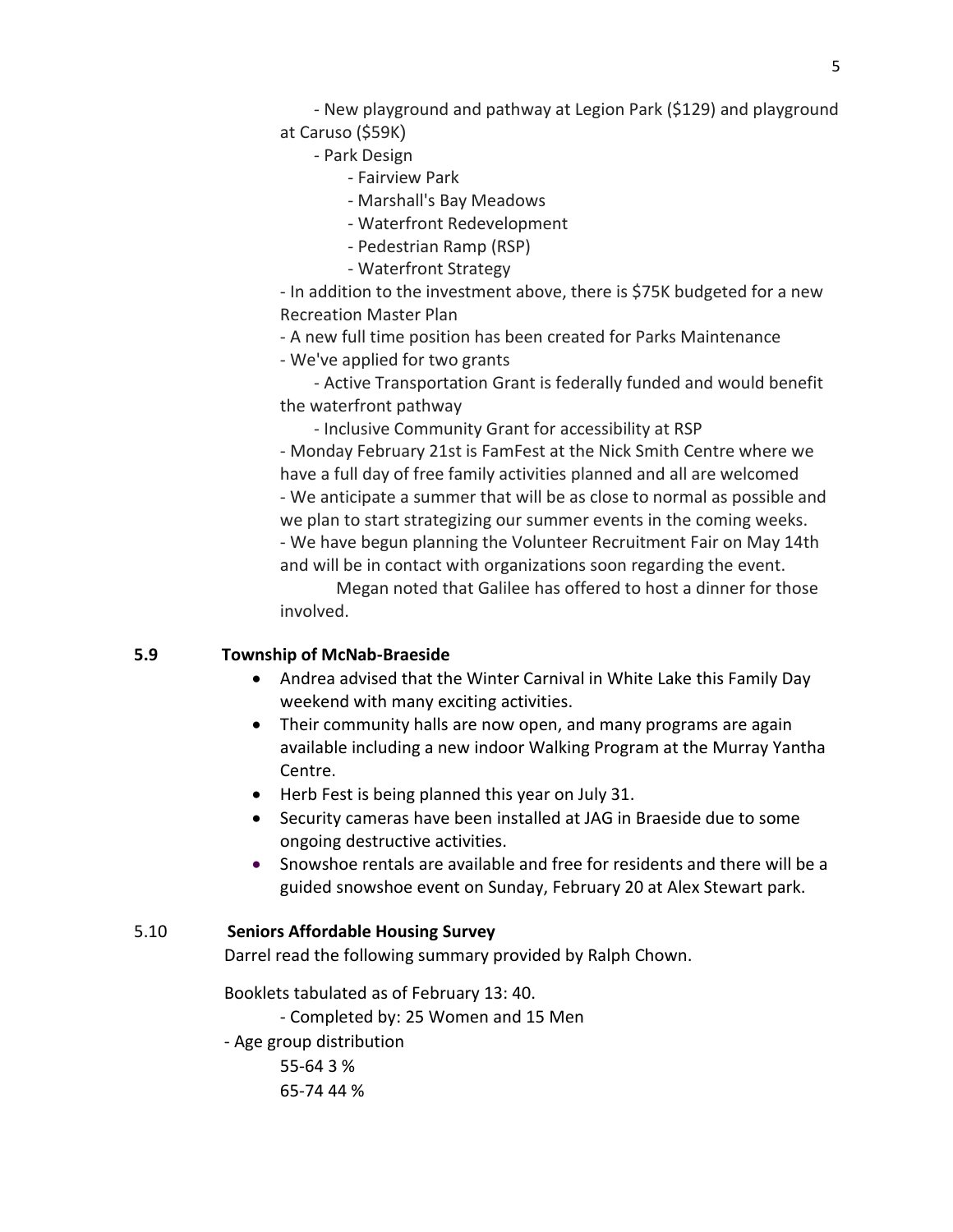- New playground and pathway at Legion Park ($129) and playground at Caruso ($59K)
  - Park Design
    - Fairview Park
    - Marshall's Bay Meadows
    - Waterfront Redevelopment
    - Pedestrian Ramp (RSP)
    - Waterfront Strategy
- In addition to the investment above, there is $75K budgeted for a new Recreation Master Plan
- A new full time position has been created for Parks Maintenance
- We've applied for two grants
  - Active Transportation Grant is federally funded and would benefit the waterfront pathway
  - Inclusive Community Grant for accessibility at RSP
- Monday February 21st is FamFest at the Nick Smith Centre where we have a full day of free family activities planned and all are welcomed
- We anticipate a summer that will be as close to normal as possible and we plan to start strategizing our summer events in the coming weeks.
- We have begun planning the Volunteer Recruitment Fair on May 14th and will be in contact with organizations soon regarding the event.

Megan noted that Galilee has offered to host a dinner for those involved.

**5.9 Township of McNab-Braeside**

- Andrea advised that the Winter Carnival in White Lake this Family Day weekend with many exciting activities.
- Their community halls are now open, and many programs are again available including a new indoor Walking Program at the Murray Yantha Centre.
- Herb Fest is being planned this year on July 31.
- Security cameras have been installed at JAG in Braeside due to some ongoing destructive activities.
- Snowshoe rentals are available and free for residents and there will be a guided snowshoe event on Sunday, February 20 at Alex Stewart park.

5.10 **Seniors Affordable Housing Survey**

Darrel read the following summary provided by Ralph Chown.

Booklets tabulated as of February 13: 40.

- Completed by: 25 Women and 15 Men

- Age group distribution

55-64 3 %

65-74 44 %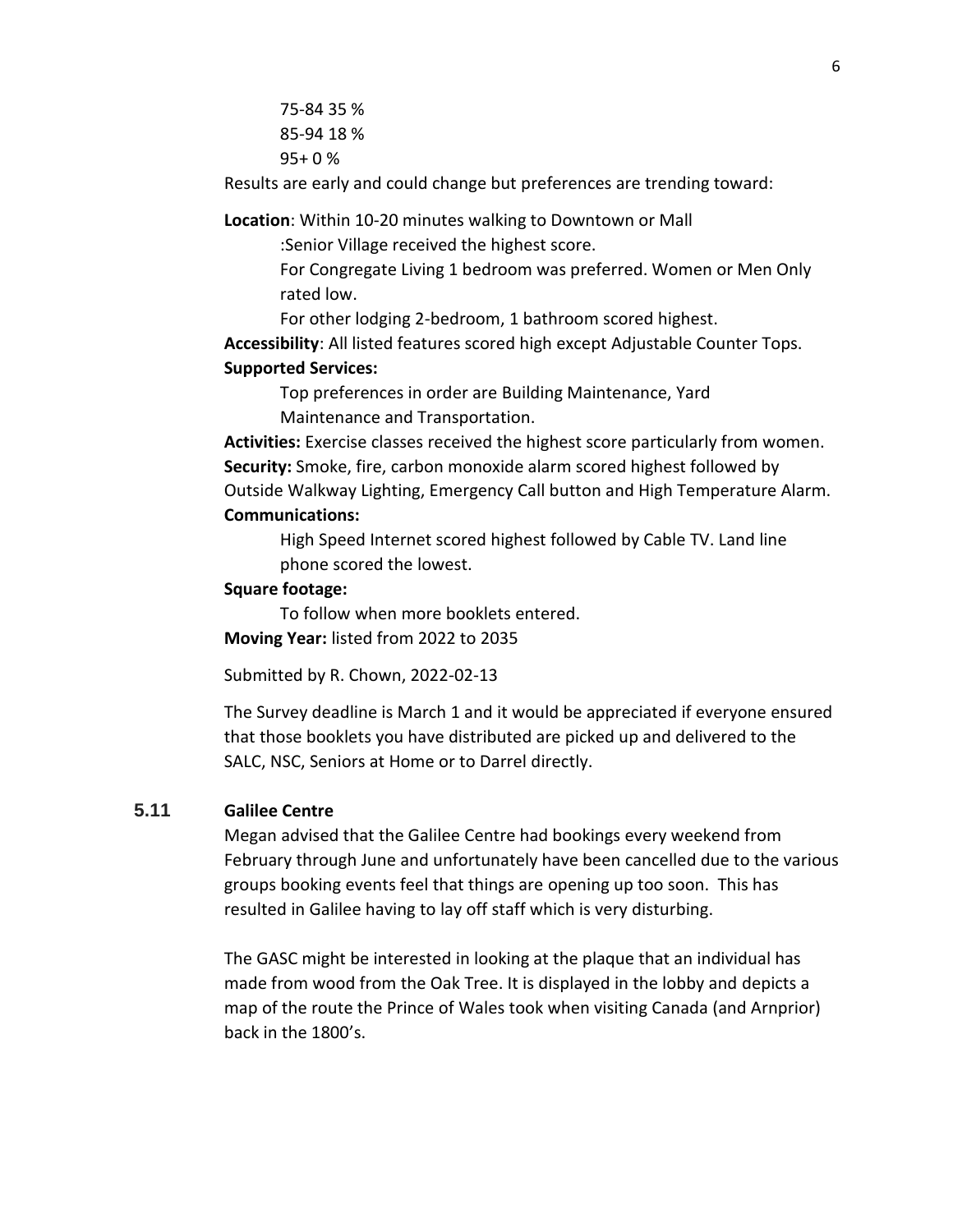75-84 35 %
85-94 18 %
95+ 0 %

Results are early and could change but preferences are trending toward:

**Location**: Within 10-20 minutes walking to Downtown or Mall

:Senior Village received the highest score.

For Congregate Living 1 bedroom was preferred. Women or Men Only rated low.

For other lodging 2-bedroom, 1 bathroom scored highest.

**Accessibility**: All listed features scored high except Adjustable Counter Tops.

**Supported Services:**

Top preferences in order are Building Maintenance, Yard Maintenance and Transportation.

**Activities:** Exercise classes received the highest score particularly from women.

**Security:** Smoke, fire, carbon monoxide alarm scored highest followed by Outside Walkway Lighting, Emergency Call button and High Temperature Alarm.

**Communications:**

High Speed Internet scored highest followed by Cable TV. Land line phone scored the lowest.

**Square footage:**

To follow when more booklets entered.

**Moving Year:** listed from 2022 to 2035

Submitted by R. Chown, 2022-02-13

The Survey deadline is March 1 and it would be appreciated if everyone ensured that those booklets you have distributed are picked up and delivered to the SALC, NSC, Seniors at Home or to Darrel directly.

## 5.11 Galilee Centre

Megan advised that the Galilee Centre had bookings every weekend from February through June and unfortunately have been cancelled due to the various groups booking events feel that things are opening up too soon. This has resulted in Galilee having to lay off staff which is very disturbing.

The GASC might be interested in looking at the plaque that an individual has made from wood from the Oak Tree. It is displayed in the lobby and depicts a map of the route the Prince of Wales took when visiting Canada (and Arnprior) back in the 1800's.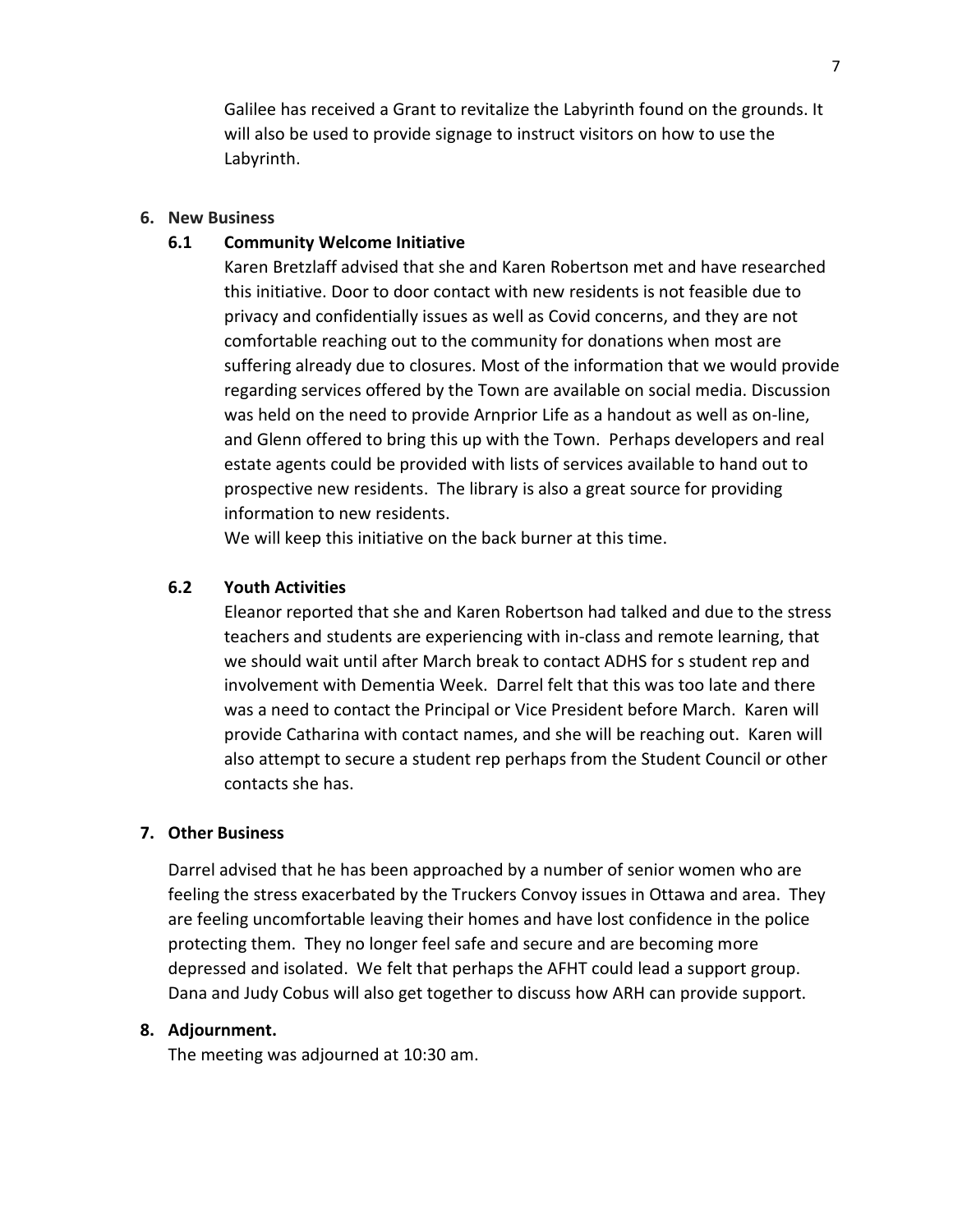Galilee has received a Grant to revitalize the Labyrinth found on the grounds. It will also be used to provide signage to instruct visitors on how to use the Labyrinth.

**6. New Business**

**6.1 Community Welcome Initiative**

Karen Bretzlaff advised that she and Karen Robertson met and have researched this initiative. Door to door contact with new residents is not feasible due to privacy and confidentially issues as well as Covid concerns, and they are not comfortable reaching out to the community for donations when most are suffering already due to closures. Most of the information that we would provide regarding services offered by the Town are available on social media. Discussion was held on the need to provide Arnprior Life as a handout as well as on-line, and Glenn offered to bring this up with the Town. Perhaps developers and real estate agents could be provided with lists of services available to hand out to prospective new residents. The library is also a great source for providing information to new residents.

We will keep this initiative on the back burner at this time.

**6.2 Youth Activities**

Eleanor reported that she and Karen Robertson had talked and due to the stress teachers and students are experiencing with in-class and remote learning, that we should wait until after March break to contact ADHS for s student rep and involvement with Dementia Week. Darrel felt that this was too late and there was a need to contact the Principal or Vice President before March. Karen will provide Catharina with contact names, and she will be reaching out. Karen will also attempt to secure a student rep perhaps from the Student Council or other contacts she has.

**7. Other Business**

Darrel advised that he has been approached by a number of senior women who are feeling the stress exacerbated by the Truckers Convoy issues in Ottawa and area. They are feeling uncomfortable leaving their homes and have lost confidence in the police protecting them. They no longer feel safe and secure and are becoming more depressed and isolated. We felt that perhaps the AFHT could lead a support group. Dana and Judy Cobus will also get together to discuss how ARH can provide support.

**8. Adjournment.**

The meeting was adjourned at 10:30 am.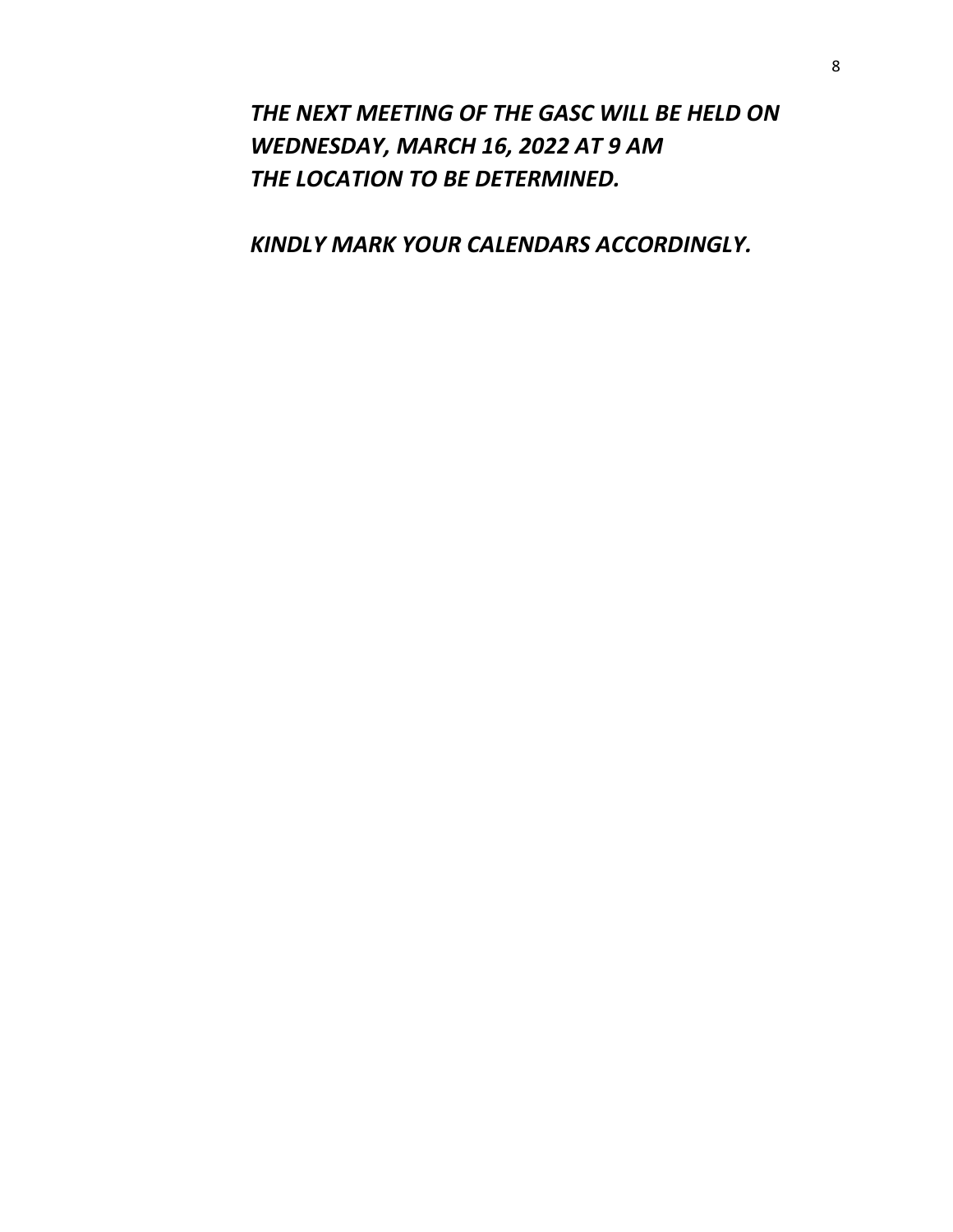***THE NEXT MEETING OF THE GASC WILL BE HELD ON WEDNESDAY, MARCH 16, 2022 AT 9 AM THE LOCATION TO BE DETERMINED.***

***KINDLY MARK YOUR CALENDARS ACCORDINGLY.***